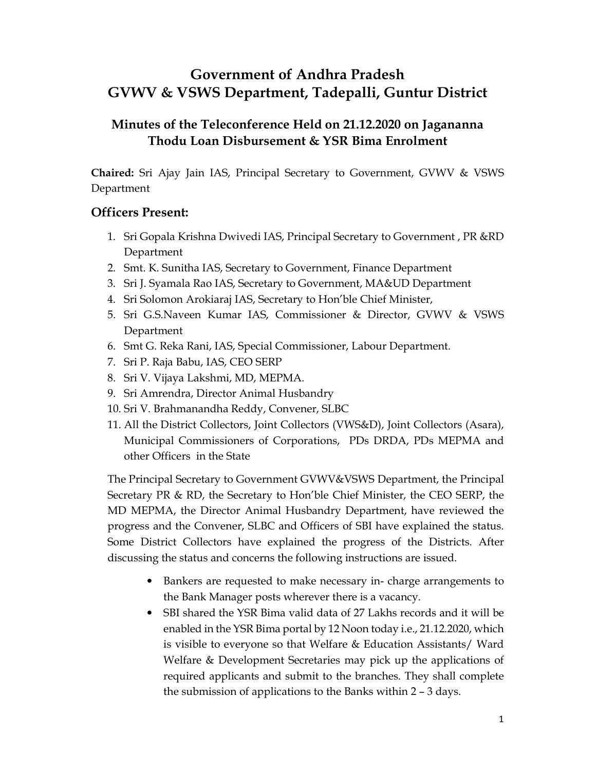# Government of Andhra Pradesh
# GVWV & VSWS Department, Tadepalli, Guntur District

## Minutes of the Teleconference Held on 21.12.2020 on Jagananna Thodu Loan Disbursement & YSR Bima Enrolment

**Chaired:** Sri Ajay Jain IAS, Principal Secretary to Government, GVWV & VSWS Department

## Officers Present:

1. Sri Gopala Krishna Dwivedi IAS, Principal Secretary to Government , PR &RD Department
2. Smt. K. Sunitha IAS, Secretary to Government, Finance Department
3. Sri J. Syamala Rao IAS, Secretary to Government, MA&UD Department
4. Sri Solomon Arokiaraj IAS, Secretary to Hon'ble Chief Minister,
5. Sri G.S.Naveen Kumar IAS, Commissioner & Director, GVWV & VSWS Department
6. Smt G. Reka Rani, IAS, Special Commissioner, Labour Department.
7. Sri P. Raja Babu, IAS, CEO SERP
8. Sri V. Vijaya Lakshmi, MD, MEPMA.
9. Sri Amrendra, Director Animal Husbandry
10. Sri V. Brahmanandha Reddy, Convener, SLBC
11. All the District Collectors, Joint Collectors (VWS&D), Joint Collectors (Asara), Municipal Commissioners of Corporations, PDs DRDA, PDs MEPMA and other Officers in the State

The Principal Secretary to Government GVWV&VSWS Department, the Principal Secretary PR & RD, the Secretary to Hon'ble Chief Minister, the CEO SERP, the MD MEPMA, the Director Animal Husbandry Department, have reviewed the progress and the Convener, SLBC and Officers of SBI have explained the status. Some District Collectors have explained the progress of the Districts. After discussing the status and concerns the following instructions are issued.

- Bankers are requested to make necessary in- charge arrangements to the Bank Manager posts wherever there is a vacancy.
- SBI shared the YSR Bima valid data of 27 Lakhs records and it will be enabled in the YSR Bima portal by 12 Noon today i.e., 21.12.2020, which is visible to everyone so that Welfare & Education Assistants/ Ward Welfare & Development Secretaries may pick up the applications of required applicants and submit to the branches. They shall complete the submission of applications to the Banks within 2 – 3 days.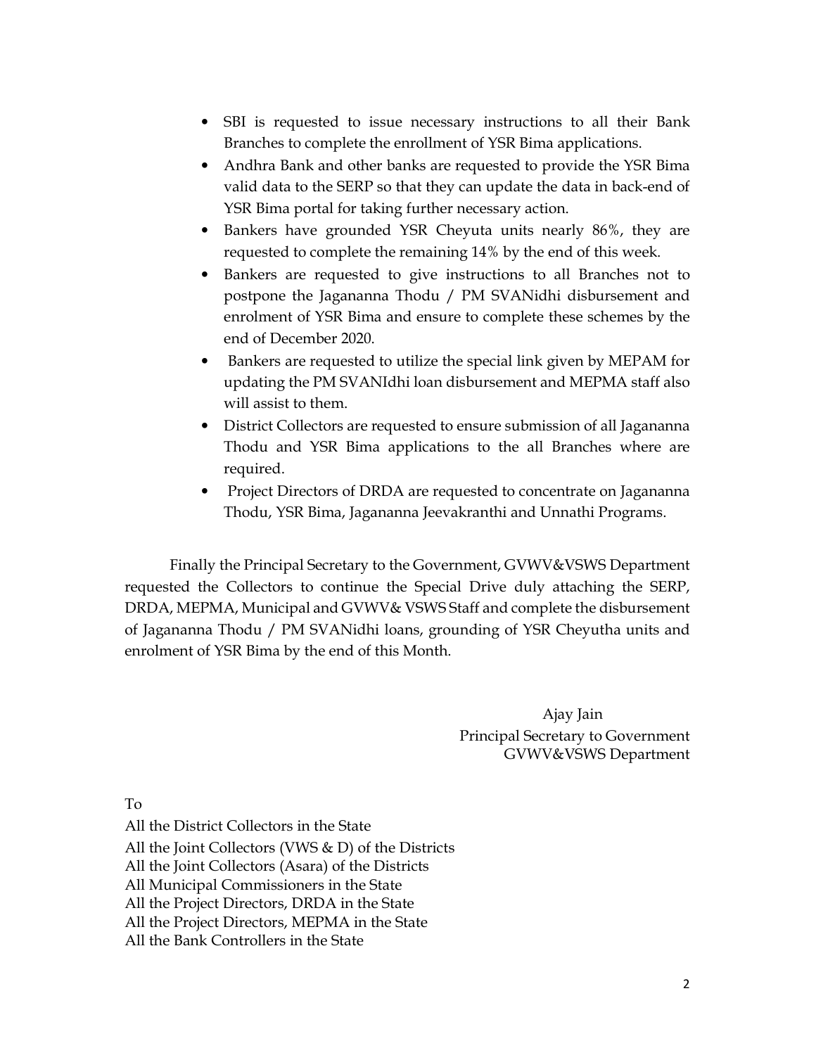- SBI is requested to issue necessary instructions to all their Bank Branches to complete the enrollment of YSR Bima applications.
- Andhra Bank and other banks are requested to provide the YSR Bima valid data to the SERP so that they can update the data in back-end of YSR Bima portal for taking further necessary action.
- Bankers have grounded YSR Cheyuta units nearly 86%, they are requested to complete the remaining 14% by the end of this week.
- Bankers are requested to give instructions to all Branches not to postpone the Jagananna Thodu / PM SVANidhi disbursement and enrolment of YSR Bima and ensure to complete these schemes by the end of December 2020.
- Bankers are requested to utilize the special link given by MEPAM for updating the PM SVANIdhi loan disbursement and MEPMA staff also will assist to them.
- District Collectors are requested to ensure submission of all Jagananna Thodu and YSR Bima applications to the all Branches where are required.
- Project Directors of DRDA are requested to concentrate on Jagananna Thodu, YSR Bima, Jagananna Jeevakranthi and Unnathi Programs.

Finally the Principal Secretary to the Government, GVWV&VSWS Department requested the Collectors to continue the Special Drive duly attaching the SERP, DRDA, MEPMA, Municipal and GVWV& VSWS Staff and complete the disbursement of Jagananna Thodu / PM SVANidhi loans, grounding of YSR Cheyutha units and enrolment of YSR Bima by the end of this Month.

Ajay Jain
Principal Secretary to Government
GVWV&VSWS Department

To
All the District Collectors in the State
All the Joint Collectors (VWS & D) of the Districts
All the Joint Collectors (Asara) of the Districts
All Municipal Commissioners in the State
All the Project Directors, DRDA in the State
All the Project Directors, MEPMA in the State
All the Bank Controllers in the State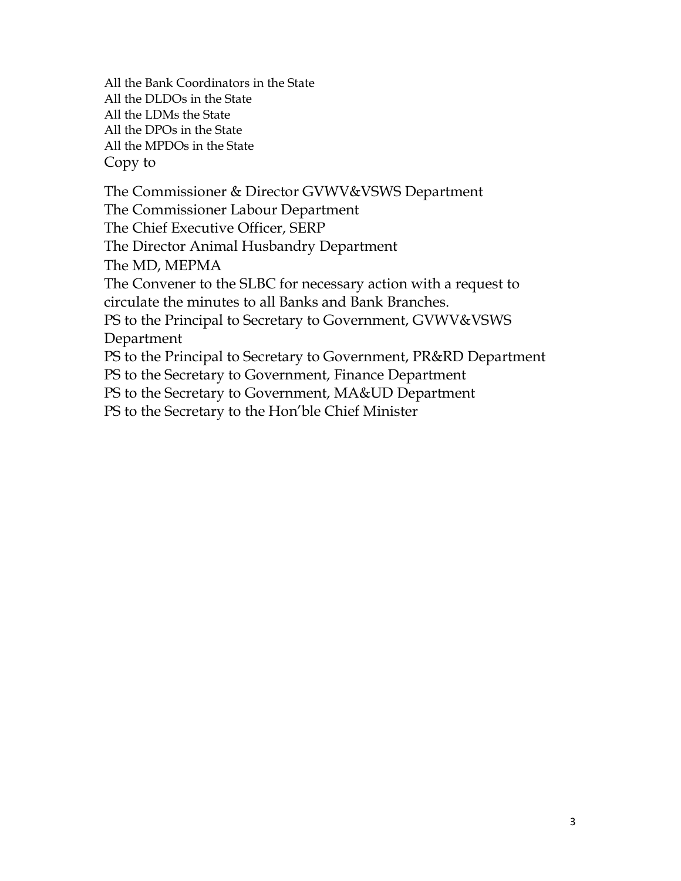All the Bank Coordinators in the State  
All the DLDOs in the State  
All the LDMs the State  
All the DPOs in the State  
All the MPDOs in the State  
Copy to

The Commissioner & Director GVWV&VSWS Department  
The Commissioner Labour Department  
The Chief Executive Officer, SERP  
The Director Animal Husbandry Department  
The MD, MEPMA  
The Convener to the SLBC for necessary action with a request to circulate the minutes to all Banks and Bank Branches.  
PS to the Principal to Secretary to Government, GVWV&VSWS Department  
PS to the Principal to Secretary to Government, PR&RD Department  
PS to the Secretary to Government, Finance Department  
PS to the Secretary to Government, MA&UD Department  
PS to the Secretary to the Hon'ble Chief Minister